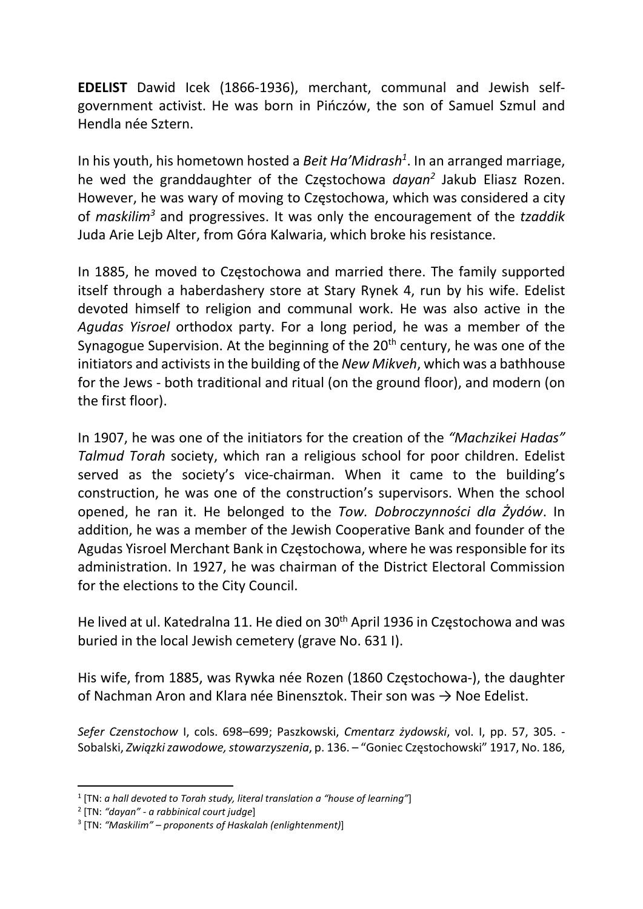**EDELIST** Dawid Icek (1866-1936), merchant, communal and Jewish self-government activist. He was born in Pińczów, the son of Samuel Szmul and Hendla née Sztern.

In his youth, his hometown hosted a *Beit Ha'Midrash*[1]. In an arranged marriage, he wed the granddaughter of the Częstochowa *dayan*[2] Jakub Eliasz Rozen. However, he was wary of moving to Częstochowa, which was considered a city of *maskilim*[3] and progressives. It was only the encouragement of the *tzaddik* Juda Arie Lejb Alter, from Góra Kalwaria, which broke his resistance.

In 1885, he moved to Częstochowa and married there. The family supported itself through a haberdashery store at Stary Rynek 4, run by his wife. Edelist devoted himself to religion and communal work. He was also active in the *Agudas Yisroel* orthodox party. For a long period, he was a member of the Synagogue Supervision. At the beginning of the 20th century, he was one of the initiators and activists in the building of the *New Mikveh*, which was a bathhouse for the Jews - both traditional and ritual (on the ground floor), and modern (on the first floor).

In 1907, he was one of the initiators for the creation of the *"Machzikei Hadas" Talmud Torah* society, which ran a religious school for poor children. Edelist served as the society's vice-chairman. When it came to the building's construction, he was one of the construction's supervisors. When the school opened, he ran it. He belonged to the *Tow. Dobroczynności dla Żydów*. In addition, he was a member of the Jewish Cooperative Bank and founder of the Agudas Yisroel Merchant Bank in Częstochowa, where he was responsible for its administration. In 1927, he was chairman of the District Electoral Commission for the elections to the City Council.

He lived at ul. Katedralna 11. He died on 30th April 1936 in Częstochowa and was buried in the local Jewish cemetery (grave No. 631 I).

His wife, from 1885, was Rywka née Rozen (1860 Częstochowa-), the daughter of Nachman Aron and Klara née Binensztok. Their son was → Noe Edelist.

*Sefer Czenstochow* I, cols. 698–699; Paszkowski, *Cmentarz żydowski*, vol. I, pp. 57, 305. - Sobalski, *Związki zawodowe, stowarzyszenia*, p. 136. – "Goniec Częstochowski" 1917, No. 186,

---

[1] [TN: *a hall devoted to Torah study, literal translation a "house of learning"*]

[2] [TN: *"dayan" - a rabbinical court judge*]

[3] [TN: *"Maskilim" – proponents of Haskalah (enlightenment)*]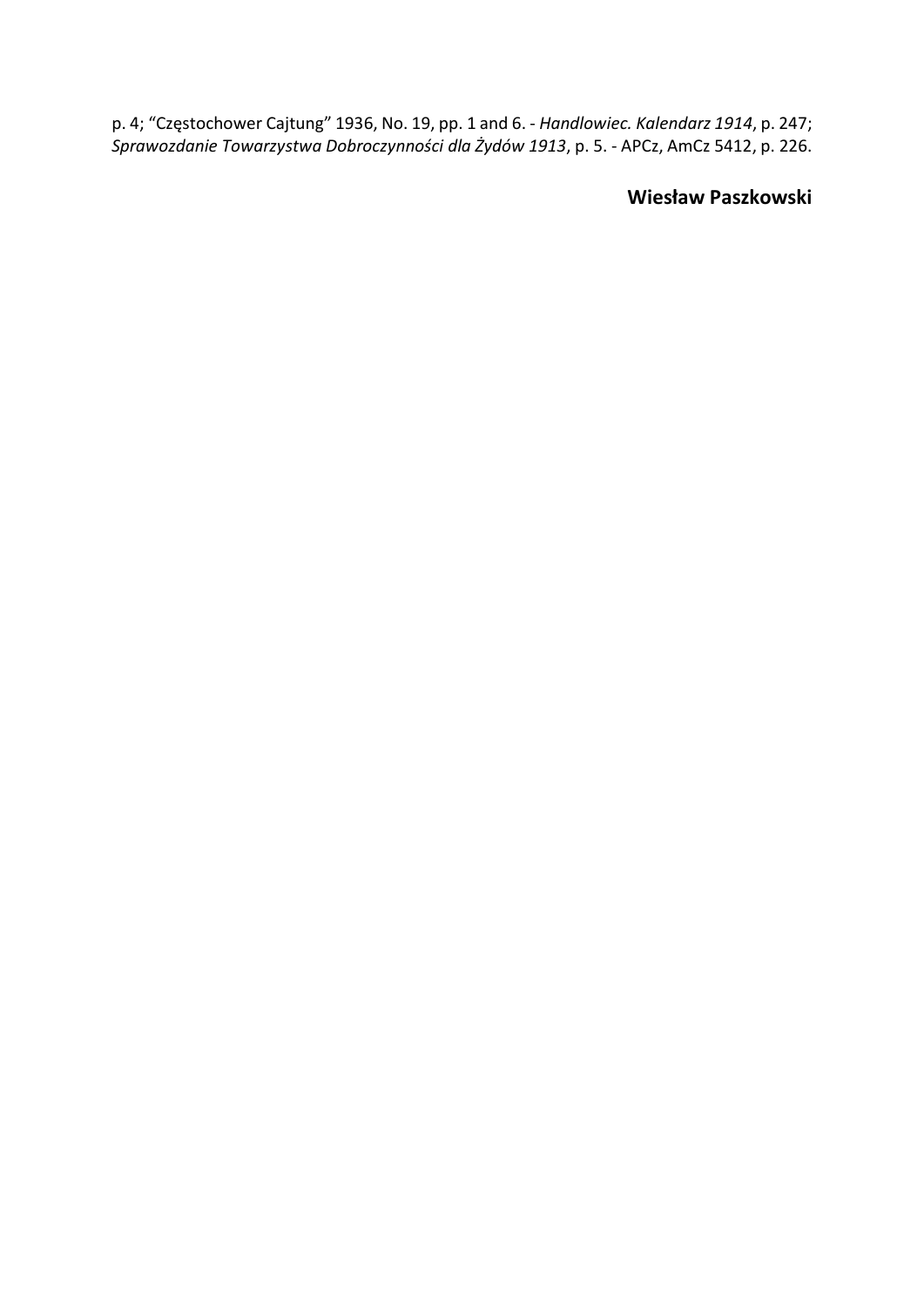p. 4; "Częstochower Cajtung" 1936, No. 19, pp. 1 and 6. - *Handlowiec. Kalendarz 1914*, p. 247; *Sprawozdanie Towarzystwa Dobroczynności dla Żydów 1913*, p. 5. - APCz, AmCz 5412, p. 226.

**Wiesław Paszkowski**